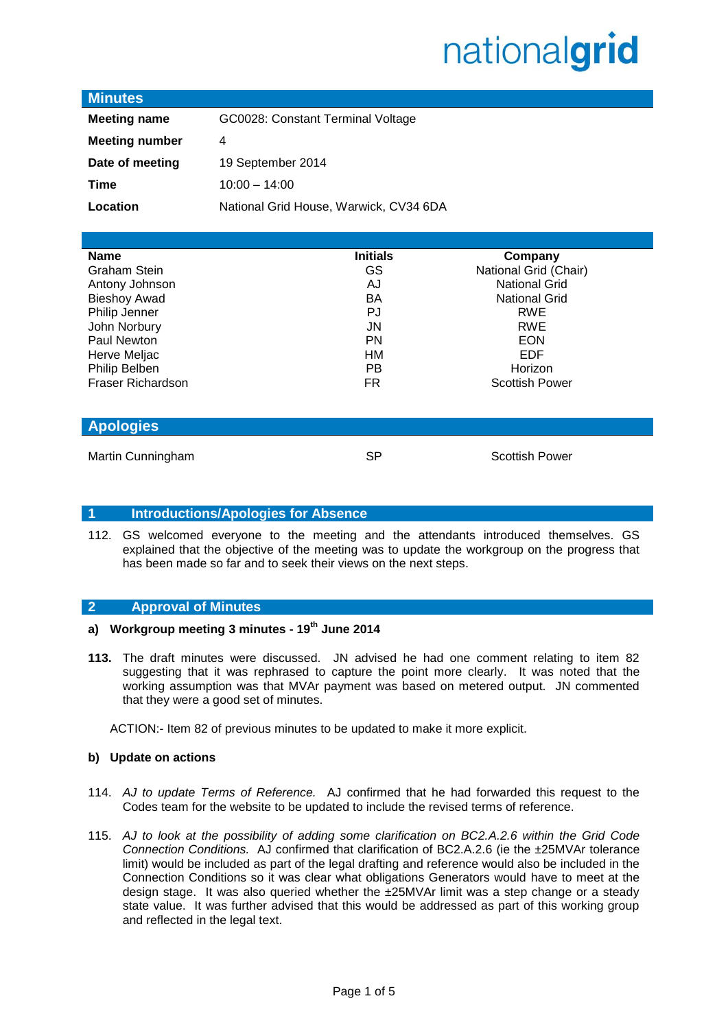nationalgrid

## Minutes

| | |
|---|---|
| **Meeting name** | GC0028: Constant Terminal Voltage |
| **Meeting number** | 4 |
| **Date of meeting** | 19 September 2014 |
| **Time** | 10:00 – 14:00 |
| **Location** | National Grid House, Warwick, CV34 6DA |

| Name | Initials | Company |
|---|---|---|
| Graham Stein | GS | National Grid (Chair) |
| Antony Johnson | AJ | National Grid |
| Bieshoy Awad | BA | National Grid |
| Philip Jenner | PJ | RWE |
| John Norbury | JN | RWE |
| Paul Newton | PN | EON |
| Herve Meljac | HM | EDF |
| Philip Belben | PB | Horizon |
| Fraser Richardson | FR | Scottish Power |

## Apologies

| | | |
|---|---|---|
| Martin Cunningham | SP | Scottish Power |

## 1 Introductions/Apologies for Absence

112. GS welcomed everyone to the meeting and the attendants introduced themselves. GS explained that the objective of the meeting was to update the workgroup on the progress that has been made so far and to seek their views on the next steps.

## 2 Approval of Minutes

### a) Workgroup meeting 3 minutes - 19th June 2014

**113.** The draft minutes were discussed. JN advised he had one comment relating to item 82 suggesting that it was rephrased to capture the point more clearly. It was noted that the working assumption was that MVAr payment was based on metered output. JN commented that they were a good set of minutes.

ACTION:- Item 82 of previous minutes to be updated to make it more explicit.

### b) Update on actions

114. *AJ to update Terms of Reference.* AJ confirmed that he had forwarded this request to the Codes team for the website to be updated to include the revised terms of reference.

115. *AJ to look at the possibility of adding some clarification on BC2.A.2.6 within the Grid Code Connection Conditions.* AJ confirmed that clarification of BC2.A.2.6 (ie the ±25MVAr tolerance limit) would be included as part of the legal drafting and reference would also be included in the Connection Conditions so it was clear what obligations Generators would have to meet at the design stage. It was also queried whether the ±25MVAr limit was a step change or a steady state value. It was further advised that this would be addressed as part of this working group and reflected in the legal text.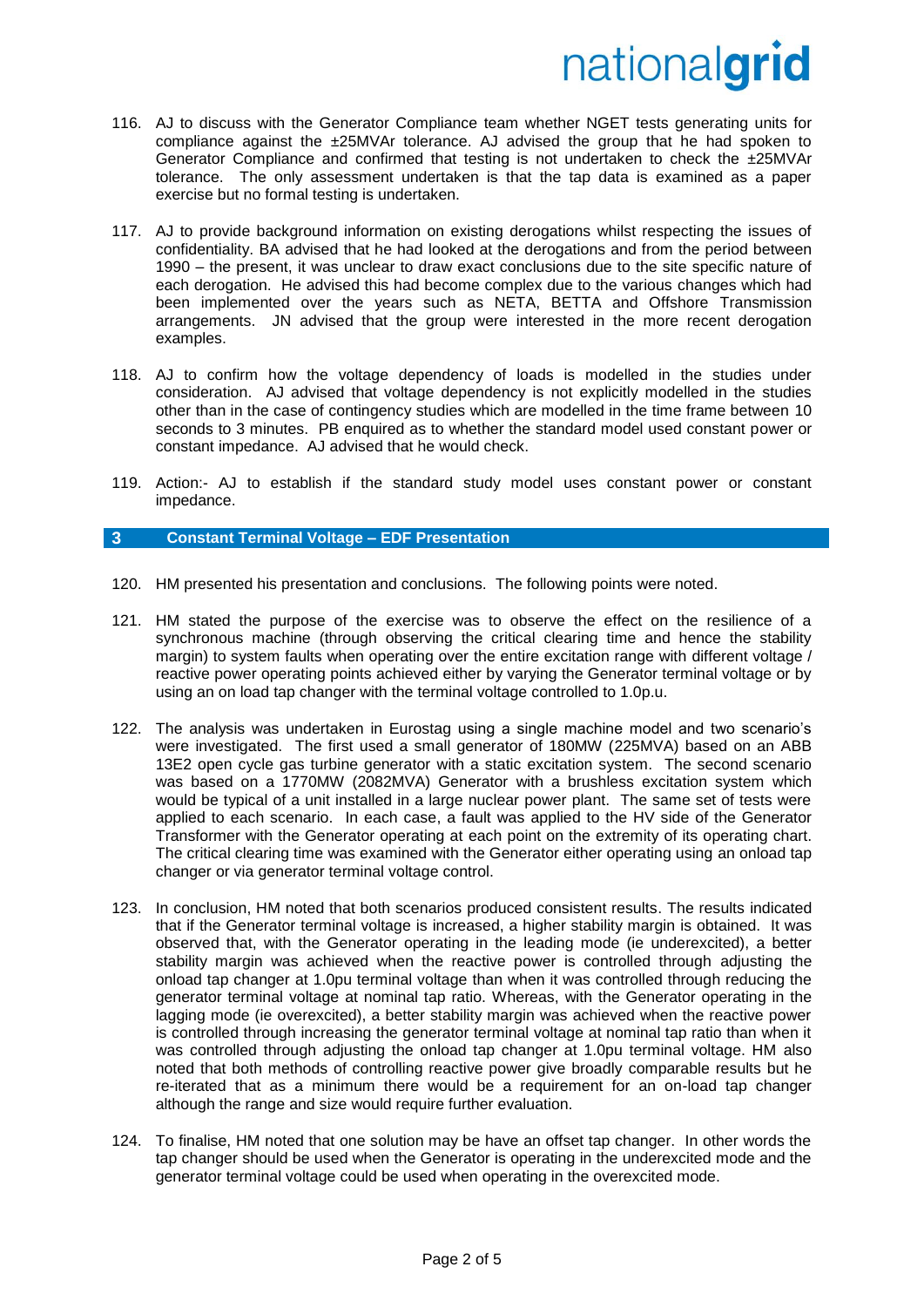116. AJ to discuss with the Generator Compliance team whether NGET tests generating units for compliance against the ±25MVAr tolerance. AJ advised the group that he had spoken to Generator Compliance and confirmed that testing is not undertaken to check the ±25MVAr tolerance. The only assessment undertaken is that the tap data is examined as a paper exercise but no formal testing is undertaken.

117. AJ to provide background information on existing derogations whilst respecting the issues of confidentiality. BA advised that he had looked at the derogations and from the period between 1990 – the present, it was unclear to draw exact conclusions due to the site specific nature of each derogation. He advised this had become complex due to the various changes which had been implemented over the years such as NETA, BETTA and Offshore Transmission arrangements. JN advised that the group were interested in the more recent derogation examples.

118. AJ to confirm how the voltage dependency of loads is modelled in the studies under consideration. AJ advised that voltage dependency is not explicitly modelled in the studies other than in the case of contingency studies which are modelled in the time frame between 10 seconds to 3 minutes. PB enquired as to whether the standard model used constant power or constant impedance. AJ advised that he would check.

119. Action:- AJ to establish if the standard study model uses constant power or constant impedance.

## 3 Constant Terminal Voltage – EDF Presentation

120. HM presented his presentation and conclusions. The following points were noted.

121. HM stated the purpose of the exercise was to observe the effect on the resilience of a synchronous machine (through observing the critical clearing time and hence the stability margin) to system faults when operating over the entire excitation range with different voltage / reactive power operating points achieved either by varying the Generator terminal voltage or by using an on load tap changer with the terminal voltage controlled to 1.0p.u.

122. The analysis was undertaken in Eurostag using a single machine model and two scenario's were investigated. The first used a small generator of 180MW (225MVA) based on an ABB 13E2 open cycle gas turbine generator with a static excitation system. The second scenario was based on a 1770MW (2082MVA) Generator with a brushless excitation system which would be typical of a unit installed in a large nuclear power plant. The same set of tests were applied to each scenario. In each case, a fault was applied to the HV side of the Generator Transformer with the Generator operating at each point on the extremity of its operating chart. The critical clearing time was examined with the Generator either operating using an onload tap changer or via generator terminal voltage control.

123. In conclusion, HM noted that both scenarios produced consistent results. The results indicated that if the Generator terminal voltage is increased, a higher stability margin is obtained. It was observed that, with the Generator operating in the leading mode (ie underexcited), a better stability margin was achieved when the reactive power is controlled through adjusting the onload tap changer at 1.0pu terminal voltage than when it was controlled through reducing the generator terminal voltage at nominal tap ratio. Whereas, with the Generator operating in the lagging mode (ie overexcited), a better stability margin was achieved when the reactive power is controlled through increasing the generator terminal voltage at nominal tap ratio than when it was controlled through adjusting the onload tap changer at 1.0pu terminal voltage. HM also noted that both methods of controlling reactive power give broadly comparable results but he re-iterated that as a minimum there would be a requirement for an on-load tap changer although the range and size would require further evaluation.

124. To finalise, HM noted that one solution may be have an offset tap changer. In other words the tap changer should be used when the Generator is operating in the underexcited mode and the generator terminal voltage could be used when operating in the overexcited mode.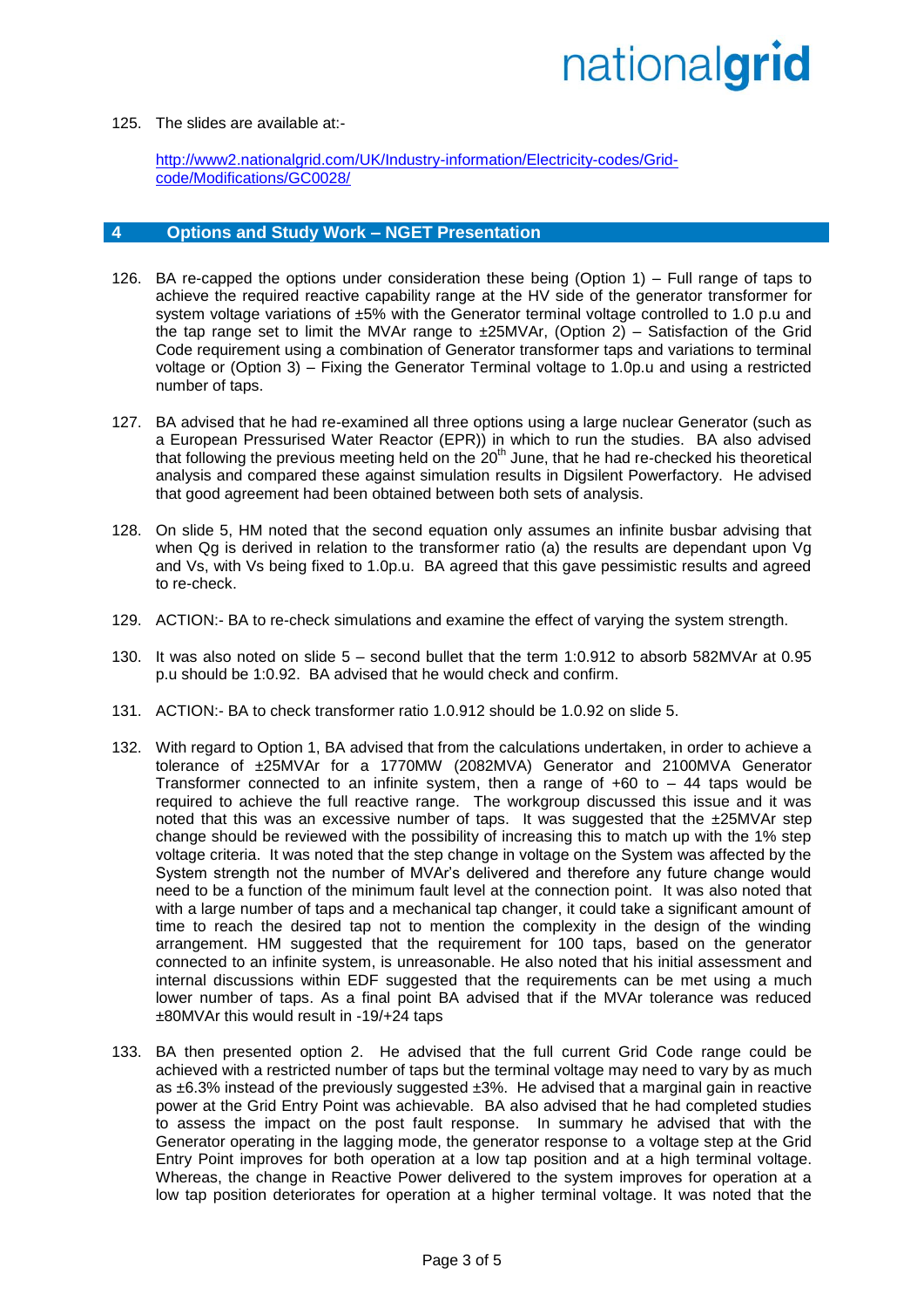125. The slides are available at:-

[http://www2.nationalgrid.com/UK/Industry-information/Electricity-codes/Grid-code/Modifications/GC0028/](http://www2.nationalgrid.com/UK/Industry-information/Electricity-codes/Grid-code/Modifications/GC0028/)

## 4 Options and Study Work – NGET Presentation

126. BA re-capped the options under consideration these being (Option 1) – Full range of taps to achieve the required reactive capability range at the HV side of the generator transformer for system voltage variations of ±5% with the Generator terminal voltage controlled to 1.0 p.u and the tap range set to limit the MVAr range to ±25MVAr, (Option 2) – Satisfaction of the Grid Code requirement using a combination of Generator transformer taps and variations to terminal voltage or (Option 3) – Fixing the Generator Terminal voltage to 1.0p.u and using a restricted number of taps.

127. BA advised that he had re-examined all three options using a large nuclear Generator (such as a European Pressurised Water Reactor (EPR)) in which to run the studies. BA also advised that following the previous meeting held on the 20th June, that he had re-checked his theoretical analysis and compared these against simulation results in Digsilent Powerfactory. He advised that good agreement had been obtained between both sets of analysis.

128. On slide 5, HM noted that the second equation only assumes an infinite busbar advising that when $Q_g$ is derived in relation to the transformer ratio (a) the results are dependant upon $V_g$ and $V_s$, with $V_s$ being fixed to 1.0p.u. BA agreed that this gave pessimistic results and agreed to re-check.

129. ACTION:- BA to re-check simulations and examine the effect of varying the system strength.

130. It was also noted on slide 5 – second bullet that the term 1:0.912 to absorb 582MVAr at 0.95 p.u should be 1:0.92. BA advised that he would check and confirm.

131. ACTION:- BA to check transformer ratio 1.0.912 should be 1.0.92 on slide 5.

132. With regard to Option 1, BA advised that from the calculations undertaken, in order to achieve a tolerance of ±25MVAr for a 1770MW (2082MVA) Generator and 2100MVA Generator Transformer connected to an infinite system, then a range of +60 to – 44 taps would be required to achieve the full reactive range. The workgroup discussed this issue and it was noted that this was an excessive number of taps. It was suggested that the ±25MVAr step change should be reviewed with the possibility of increasing this to match up with the 1% step voltage criteria. It was noted that the step change in voltage on the System was affected by the System strength not the number of MVAr's delivered and therefore any future change would need to be a function of the minimum fault level at the connection point. It was also noted that with a large number of taps and a mechanical tap changer, it could take a significant amount of time to reach the desired tap not to mention the complexity in the design of the winding arrangement. HM suggested that the requirement for 100 taps, based on the generator connected to an infinite system, is unreasonable. He also noted that his initial assessment and internal discussions within EDF suggested that the requirements can be met using a much lower number of taps. As a final point BA advised that if the MVAr tolerance was reduced ±80MVAr this would result in -19/+24 taps

133. BA then presented option 2. He advised that the full current Grid Code range could be achieved with a restricted number of taps but the terminal voltage may need to vary by as much as ±6.3% instead of the previously suggested ±3%. He advised that a marginal gain in reactive power at the Grid Entry Point was achievable. BA also advised that he had completed studies to assess the impact on the post fault response. In summary he advised that with the Generator operating in the lagging mode, the generator response to a voltage step at the Grid Entry Point improves for both operation at a low tap position and at a high terminal voltage. Whereas, the change in Reactive Power delivered to the system improves for operation at a low tap position deteriorates for operation at a higher terminal voltage. It was noted that the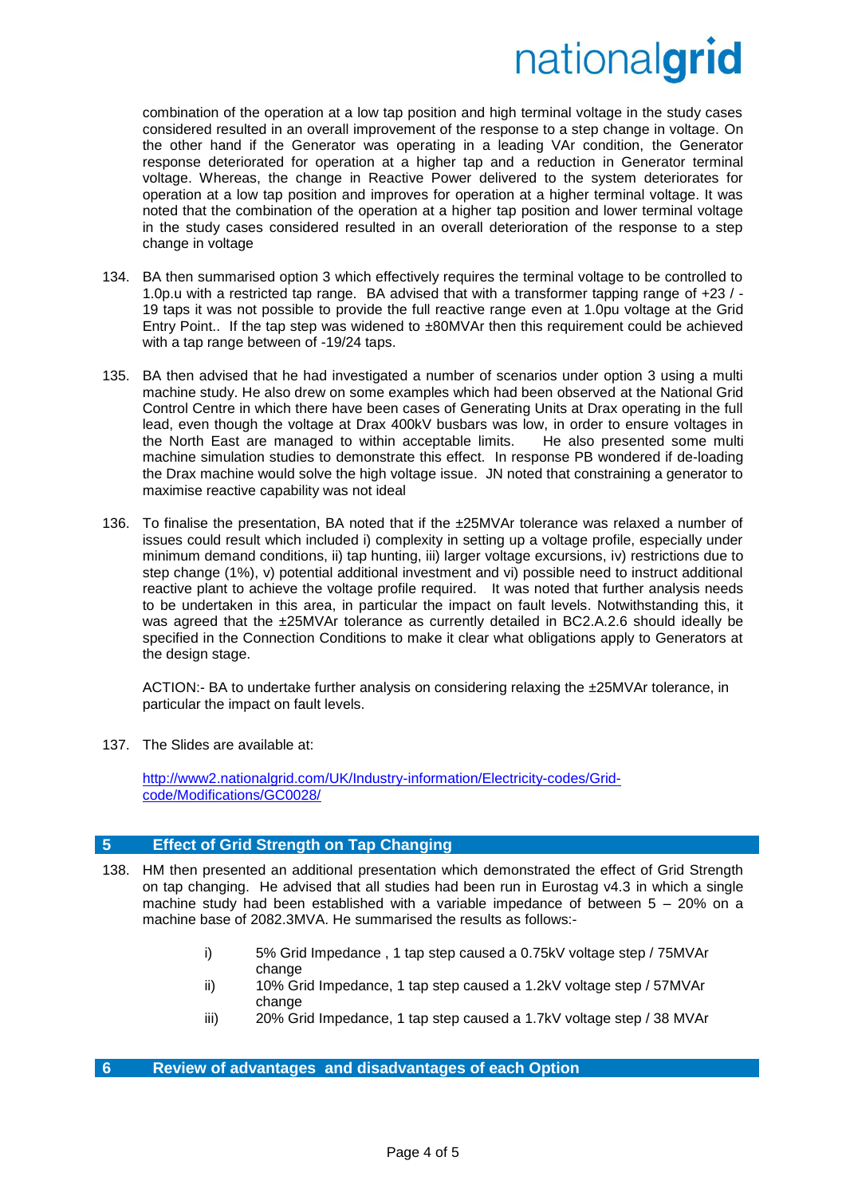combination of the operation at a low tap position and high terminal voltage in the study cases considered resulted in an overall improvement of the response to a step change in voltage. On the other hand if the Generator was operating in a leading VAr condition, the Generator response deteriorated for operation at a higher tap and a reduction in Generator terminal voltage. Whereas, the change in Reactive Power delivered to the system deteriorates for operation at a low tap position and improves for operation at a higher terminal voltage. It was noted that the combination of the operation at a higher tap position and lower terminal voltage in the study cases considered resulted in an overall deterioration of the response to a step change in voltage

134. BA then summarised option 3 which effectively requires the terminal voltage to be controlled to 1.0p.u with a restricted tap range. BA advised that with a transformer tapping range of +23 / -19 taps it was not possible to provide the full reactive range even at 1.0pu voltage at the Grid Entry Point.. If the tap step was widened to ±80MVAr then this requirement could be achieved with a tap range between of -19/24 taps.

135. BA then advised that he had investigated a number of scenarios under option 3 using a multi machine study. He also drew on some examples which had been observed at the National Grid Control Centre in which there have been cases of Generating Units at Drax operating in the full lead, even though the voltage at Drax 400kV busbars was low, in order to ensure voltages in the North East are managed to within acceptable limits. He also presented some multi machine simulation studies to demonstrate this effect. In response PB wondered if de-loading the Drax machine would solve the high voltage issue. JN noted that constraining a generator to maximise reactive capability was not ideal

136. To finalise the presentation, BA noted that if the ±25MVAr tolerance was relaxed a number of issues could result which included i) complexity in setting up a voltage profile, especially under minimum demand conditions, ii) tap hunting, iii) larger voltage excursions, iv) restrictions due to step change (1%), v) potential additional investment and vi) possible need to instruct additional reactive plant to achieve the voltage profile required. It was noted that further analysis needs to be undertaken in this area, in particular the impact on fault levels. Notwithstanding this, it was agreed that the ±25MVAr tolerance as currently detailed in BC2.A.2.6 should ideally be specified in the Connection Conditions to make it clear what obligations apply to Generators at the design stage.

     ACTION:- BA to undertake further analysis on considering relaxing the ±25MVAr tolerance, in particular the impact on fault levels.

137. The Slides are available at:

     http://www2.nationalgrid.com/UK/Industry-information/Electricity-codes/Grid-code/Modifications/GC0028/

## 5 Effect of Grid Strength on Tap Changing

138. HM then presented an additional presentation which demonstrated the effect of Grid Strength on tap changing. He advised that all studies had been run in Eurostag v4.3 in which a single machine study had been established with a variable impedance of between 5 – 20% on a machine base of 2082.3MVA. He summarised the results as follows:-

     i) 5% Grid Impedance , 1 tap step caused a 0.75kV voltage step / 75MVAr change
     ii) 10% Grid Impedance, 1 tap step caused a 1.2kV voltage step / 57MVAr change
     iii) 20% Grid Impedance, 1 tap step caused a 1.7kV voltage step / 38 MVAr

## 6 Review of advantages and disadvantages of each Option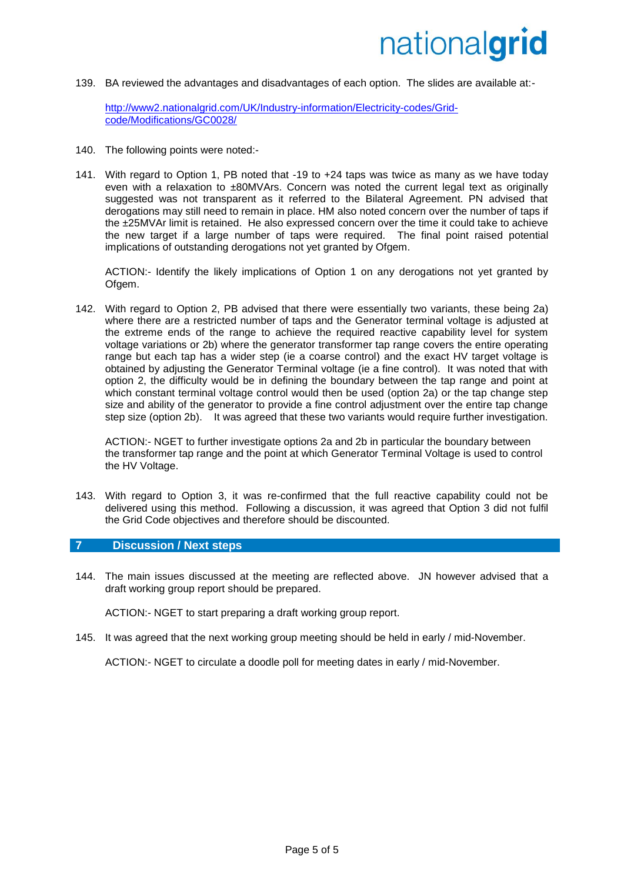139. BA reviewed the advantages and disadvantages of each option. The slides are available at:-

[http://www2.nationalgrid.com/UK/Industry-information/Electricity-codes/Grid-code/Modifications/GC0028/](http://www2.nationalgrid.com/UK/Industry-information/Electricity-codes/Grid-code/Modifications/GC0028/)

140. The following points were noted:-

141. With regard to Option 1, PB noted that -19 to +24 taps was twice as many as we have today even with a relaxation to ±80MVArs. Concern was noted the current legal text as originally suggested was not transparent as it referred to the Bilateral Agreement. PN advised that derogations may still need to remain in place. HM also noted concern over the number of taps if the ±25MVAr limit is retained. He also expressed concern over the time it could take to achieve the new target if a large number of taps were required. The final point raised potential implications of outstanding derogations not yet granted by Ofgem.

ACTION:- Identify the likely implications of Option 1 on any derogations not yet granted by Ofgem.

142. With regard to Option 2, PB advised that there were essentially two variants, these being 2a) where there are a restricted number of taps and the Generator terminal voltage is adjusted at the extreme ends of the range to achieve the required reactive capability level for system voltage variations or 2b) where the generator transformer tap range covers the entire operating range but each tap has a wider step (ie a coarse control) and the exact HV target voltage is obtained by adjusting the Generator Terminal voltage (ie a fine control). It was noted that with option 2, the difficulty would be in defining the boundary between the tap range and point at which constant terminal voltage control would then be used (option 2a) or the tap change step size and ability of the generator to provide a fine control adjustment over the entire tap change step size (option 2b). It was agreed that these two variants would require further investigation.

ACTION:- NGET to further investigate options 2a and 2b in particular the boundary between the transformer tap range and the point at which Generator Terminal Voltage is used to control the HV Voltage.

143. With regard to Option 3, it was re-confirmed that the full reactive capability could not be delivered using this method. Following a discussion, it was agreed that Option 3 did not fulfil the Grid Code objectives and therefore should be discounted.

## 7 Discussion / Next steps

144. The main issues discussed at the meeting are reflected above. JN however advised that a draft working group report should be prepared.

ACTION:- NGET to start preparing a draft working group report.

145. It was agreed that the next working group meeting should be held in early / mid-November.

ACTION:- NGET to circulate a doodle poll for meeting dates in early / mid-November.